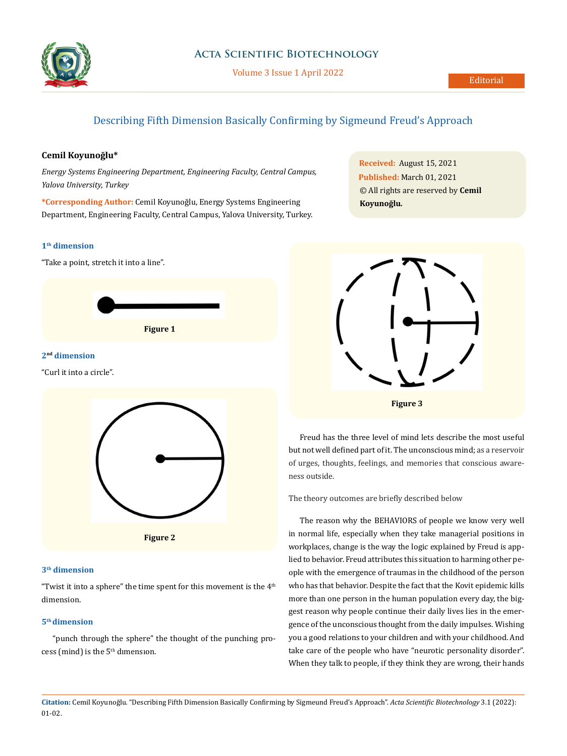# Describing Fifth Dimension Basically Confirming by Sigmeund Freud's Approach

**Cemil Koyunoğlu***

*Energy Systems Engineering Department, Engineering Faculty, Central Campus, Yalova University, Turkey*

***Corresponding Author:** Cemil Koyunoğlu, Energy Systems Engineering Department, Engineering Faculty, Central Campus, Yalova University, Turkey.

**Received:** August 15, 2021
**Published:** March 01, 2021
© All rights are reserved by **Cemil Koyunoğlu.**

### 1th dimension

"Take a point, stretch it into a line".

**Figure 1**

### 2nd dimension

"Curl it into a circle".

**Figure 2**

### 3th dimension

"Twist it into a sphere" the time spent for this movement is the 4th dimension.

### 5th dimension

"punch through the sphere" the thought of the punching process (mind) is the 5th dımensıon.

**Figure 3**

Freud has the three level of mind lets describe the most useful but not well defined part of it. The unconscious mind; as a reservoir of urges, thoughts, feelings, and memories that conscious awareness outside.

The theory outcomes are briefly described below

The reason why the BEHAVIORS of people we know very well in normal life, especially when they take managerial positions in workplaces, change is the way the logic explained by Freud is applied to behavior. Freud attributes this situation to harming other people with the emergence of traumas in the childhood of the person who has that behavior. Despite the fact that the Kovit epidemic kills more than one person in the human population every day, the biggest reason why people continue their daily lives lies in the emergence of the unconscious thought from the daily impulses. Wishing you a good relations to your children and with your childhood. And take care of the people who have "neurotic personality disorder". When they talk to people, if they think they are wrong, their hands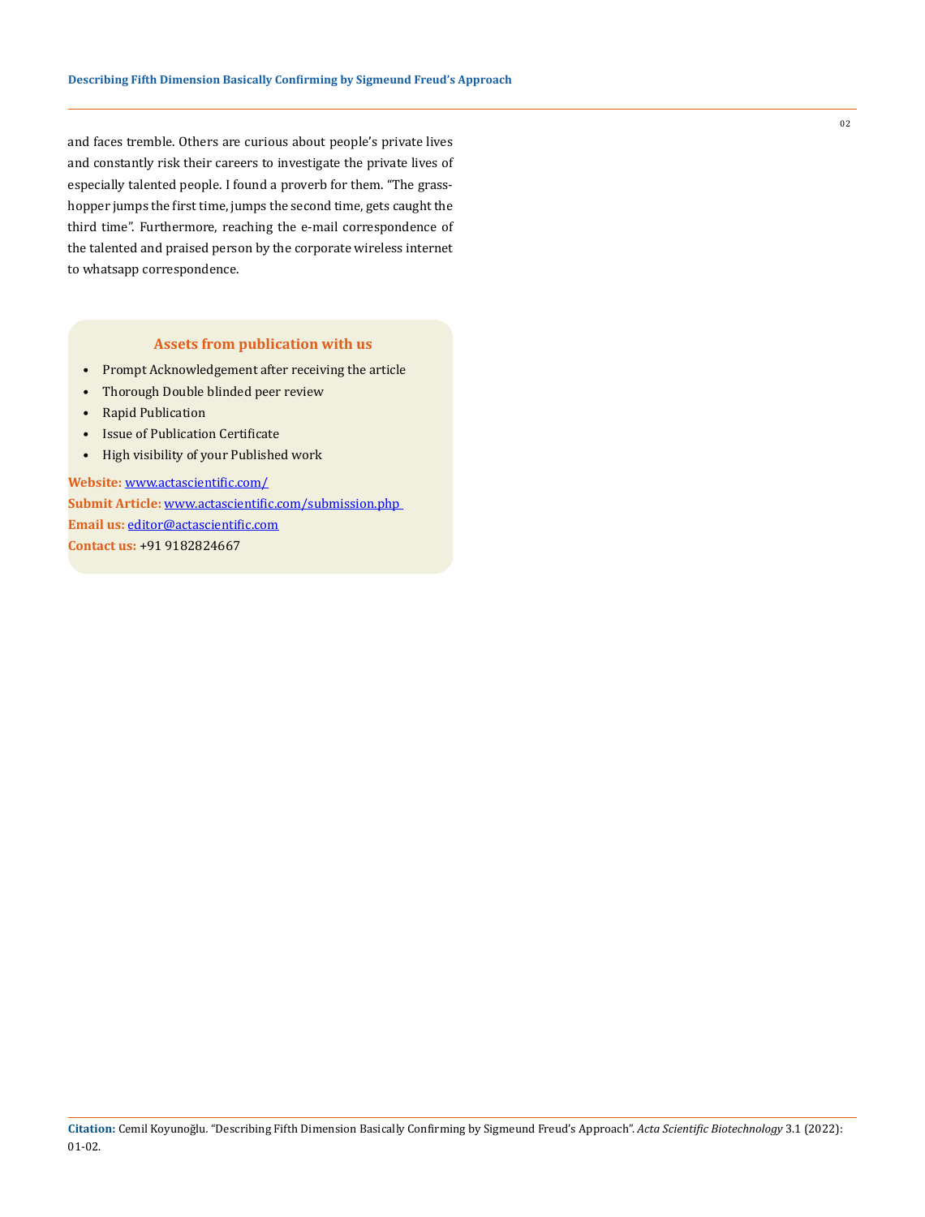and faces tremble. Others are curious about people's private lives and constantly risk their careers to investigate the private lives of especially talented people. I found a proverb for them. "The grasshopper jumps the first time, jumps the second time, gets caught the third time". Furthermore, reaching the e-mail correspondence of the talented and praised person by the corporate wireless internet to whatsapp correspondence.

### Assets from publication with us

- Prompt Acknowledgement after receiving the article
- Thorough Double blinded peer review
- Rapid Publication
- Issue of Publication Certificate
- High visibility of your Published work

**Website:** www.actascientific.com/
**Submit Article:** www.actascientific.com/submission.php
**Email us:** editor@actascientific.com
**Contact us:** +91 9182824667